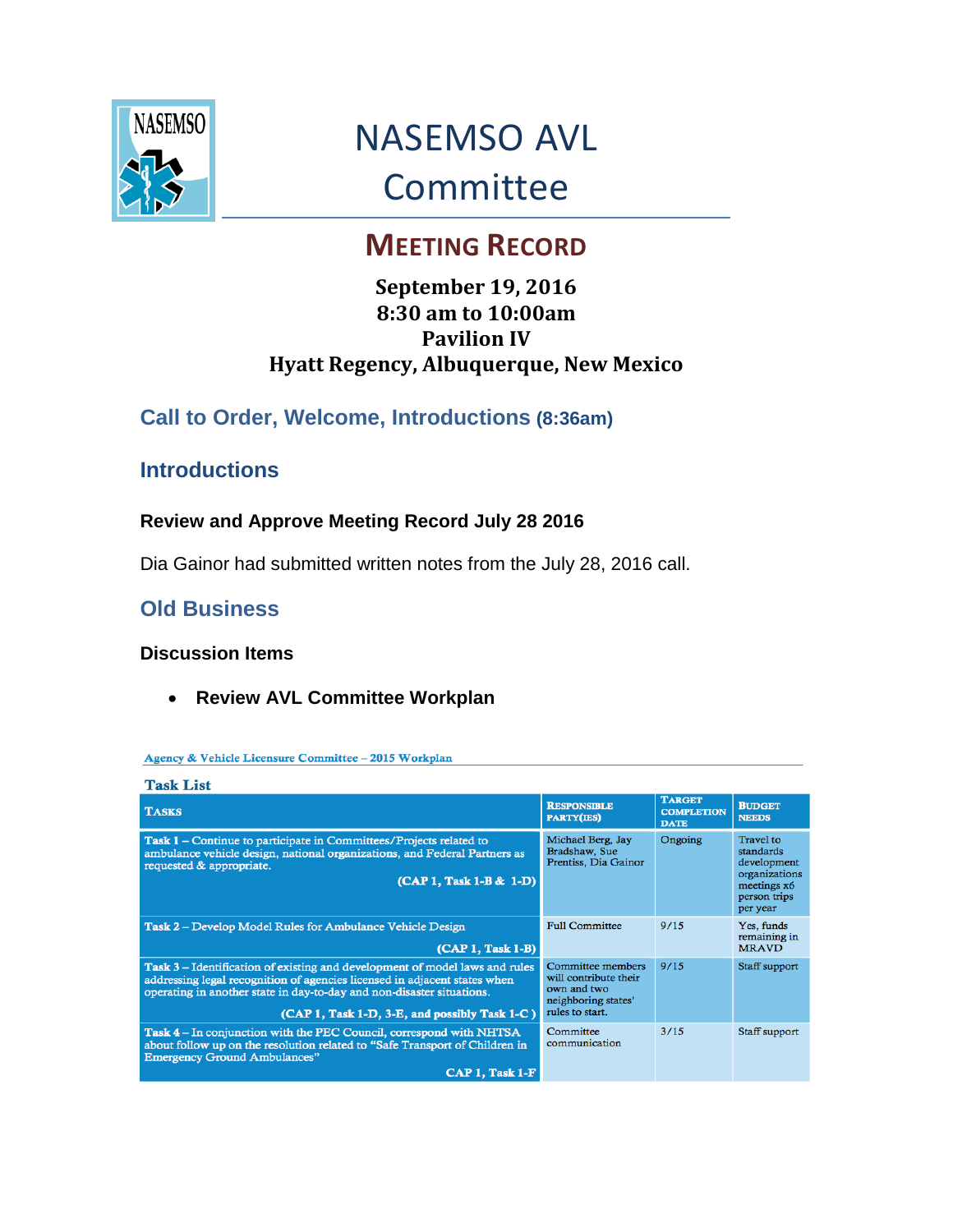NASEMSO

# NASEMSO AVL Committee

## MEETING RECORD

**September 19, 2016**
**8:30 am to 10:00am**
**Pavilion IV**
**Hyatt Regency, Albuquerque, New Mexico**

## Call to Order, Welcome, Introductions (8:36am)

## Introductions

### Review and Approve Meeting Record July 28 2016

Dia Gainor had submitted written notes from the July 28, 2016 call.

## Old Business

### Discussion Items

- **Review AVL Committee Workplan**

Agency & Vehicle Licensure Committee – 2015 Workplan

**Task List**

| TASKS | RESPONSIBLE PARTY(IES) | TARGET COMPLETION DATE | BUDGET NEEDS |
|---|---|---|---|
| Task 1 – Continue to participate in Committees/Projects related to ambulance vehicle design, national organizations, and Federal Partners as requested & appropriate. (CAP 1, Task 1-B & 1-D) | Michael Berg, Jay Bradshaw, Sue Prentiss, Dia Gainor | Ongoing | Travel to standards development organizations meetings x6 person trips per year |
| Task 2 – Develop Model Rules for Ambulance Vehicle Design (CAP 1, Task 1-B) | Full Committee | 9/15 | Yes, funds remaining in MRAVD |
| Task 3 – Identification of existing and development of model laws and rules addressing legal recognition of agencies licensed in adjacent states when operating in another state in day-to-day and non-disaster situations. (CAP 1, Task 1-D, 3-E, and possibly Task 1-C ) | Committee members will contribute their own and two neighboring states' rules to start. | 9/15 | Staff support |
| Task 4 – In conjunction with the PEC Council, correspond with NHTSA about follow up on the resolution related to "Safe Transport of Children in Emergency Ground Ambulances" CAP 1, Task 1-F | Committee communication | 3/15 | Staff support |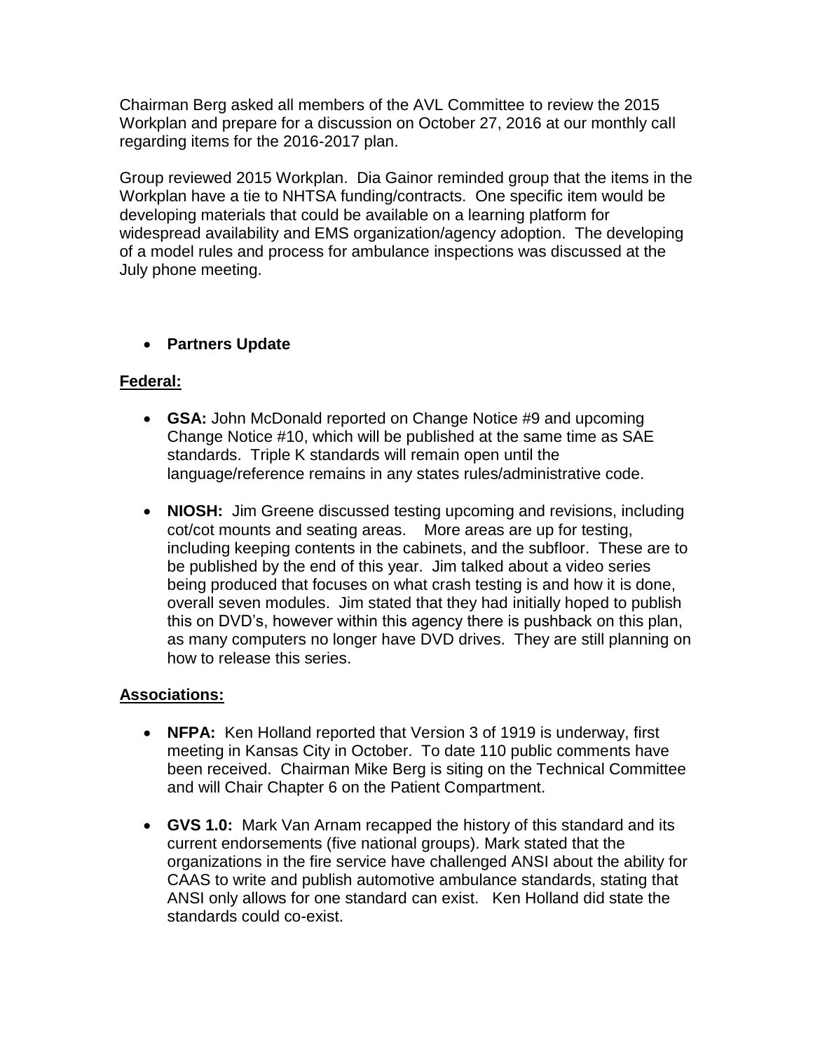Chairman Berg asked all members of the AVL Committee to review the 2015 Workplan and prepare for a discussion on October 27, 2016 at our monthly call regarding items for the 2016-2017 plan.

Group reviewed 2015 Workplan. Dia Gainor reminded group that the items in the Workplan have a tie to NHTSA funding/contracts. One specific item would be developing materials that could be available on a learning platform for widespread availability and EMS organization/agency adoption. The developing of a model rules and process for ambulance inspections was discussed at the July phone meeting.

- **Partners Update**

**Federal:**

- **GSA:** John McDonald reported on Change Notice #9 and upcoming Change Notice #10, which will be published at the same time as SAE standards. Triple K standards will remain open until the language/reference remains in any states rules/administrative code.

- **NIOSH:** Jim Greene discussed testing upcoming and revisions, including cot/cot mounts and seating areas. More areas are up for testing, including keeping contents in the cabinets, and the subfloor. These are to be published by the end of this year. Jim talked about a video series being produced that focuses on what crash testing is and how it is done, overall seven modules. Jim stated that they had initially hoped to publish this on DVD's, however within this agency there is pushback on this plan, as many computers no longer have DVD drives. They are still planning on how to release this series.

**Associations:**

- **NFPA:** Ken Holland reported that Version 3 of 1919 is underway, first meeting in Kansas City in October. To date 110 public comments have been received. Chairman Mike Berg is siting on the Technical Committee and will Chair Chapter 6 on the Patient Compartment.

- **GVS 1.0:** Mark Van Arnam recapped the history of this standard and its current endorsements (five national groups). Mark stated that the organizations in the fire service have challenged ANSI about the ability for CAAS to write and publish automotive ambulance standards, stating that ANSI only allows for one standard can exist. Ken Holland did state the standards could co-exist.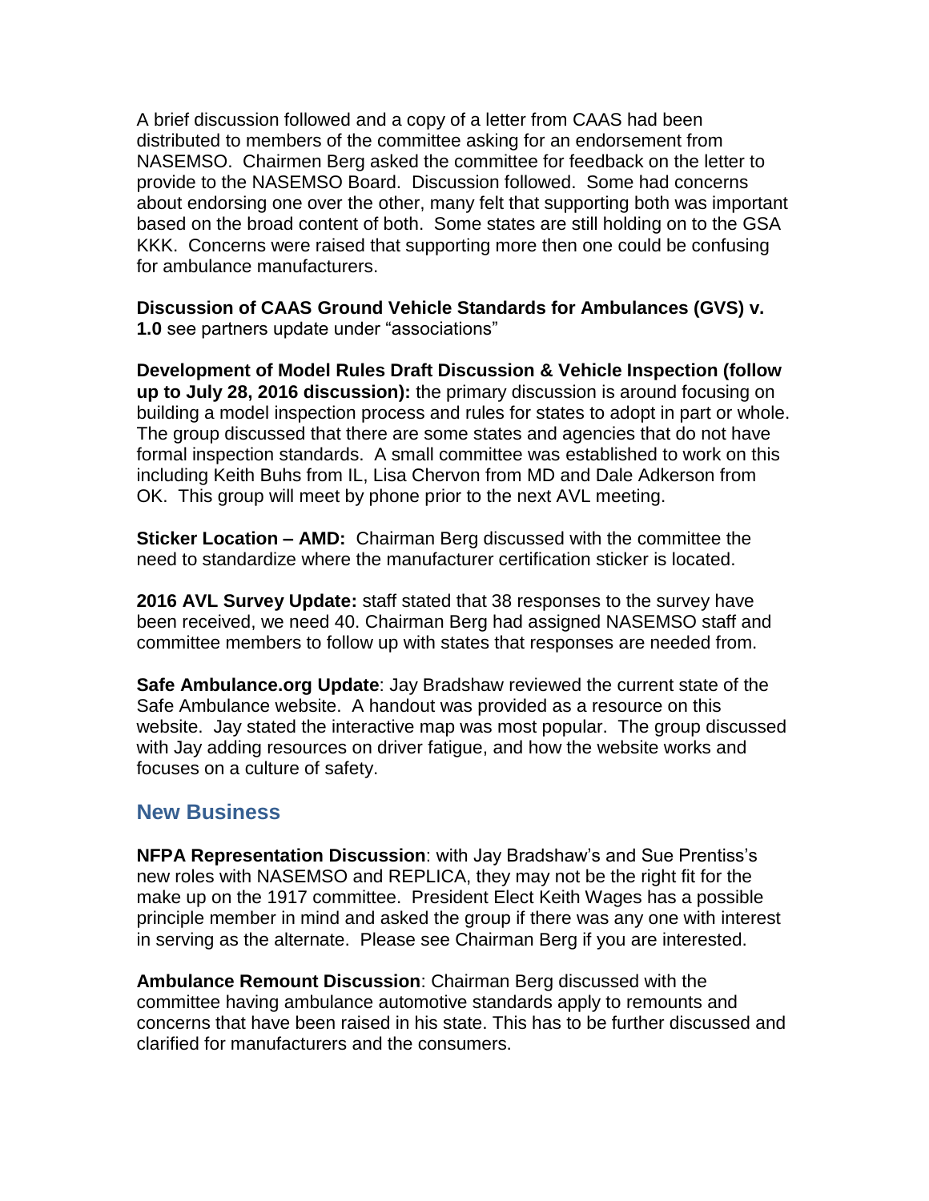A brief discussion followed and a copy of a letter from CAAS had been distributed to members of the committee asking for an endorsement from NASEMSO. Chairmen Berg asked the committee for feedback on the letter to provide to the NASEMSO Board. Discussion followed. Some had concerns about endorsing one over the other, many felt that supporting both was important based on the broad content of both. Some states are still holding on to the GSA KKK. Concerns were raised that supporting more then one could be confusing for ambulance manufacturers.

**Discussion of CAAS Ground Vehicle Standards for Ambulances (GVS) v. 1.0** see partners update under "associations"

**Development of Model Rules Draft Discussion & Vehicle Inspection (follow up to July 28, 2016 discussion):** the primary discussion is around focusing on building a model inspection process and rules for states to adopt in part or whole. The group discussed that there are some states and agencies that do not have formal inspection standards. A small committee was established to work on this including Keith Buhs from IL, Lisa Chervon from MD and Dale Adkerson from OK. This group will meet by phone prior to the next AVL meeting.

**Sticker Location – AMD:** Chairman Berg discussed with the committee the need to standardize where the manufacturer certification sticker is located.

**2016 AVL Survey Update:** staff stated that 38 responses to the survey have been received, we need 40. Chairman Berg had assigned NASEMSO staff and committee members to follow up with states that responses are needed from.

**Safe Ambulance.org Update**: Jay Bradshaw reviewed the current state of the Safe Ambulance website. A handout was provided as a resource on this website. Jay stated the interactive map was most popular. The group discussed with Jay adding resources on driver fatigue, and how the website works and focuses on a culture of safety.

## New Business

**NFPA Representation Discussion**: with Jay Bradshaw's and Sue Prentiss's new roles with NASEMSO and REPLICA, they may not be the right fit for the make up on the 1917 committee. President Elect Keith Wages has a possible principle member in mind and asked the group if there was any one with interest in serving as the alternate. Please see Chairman Berg if you are interested.

**Ambulance Remount Discussion**: Chairman Berg discussed with the committee having ambulance automotive standards apply to remounts and concerns that have been raised in his state. This has to be further discussed and clarified for manufacturers and the consumers.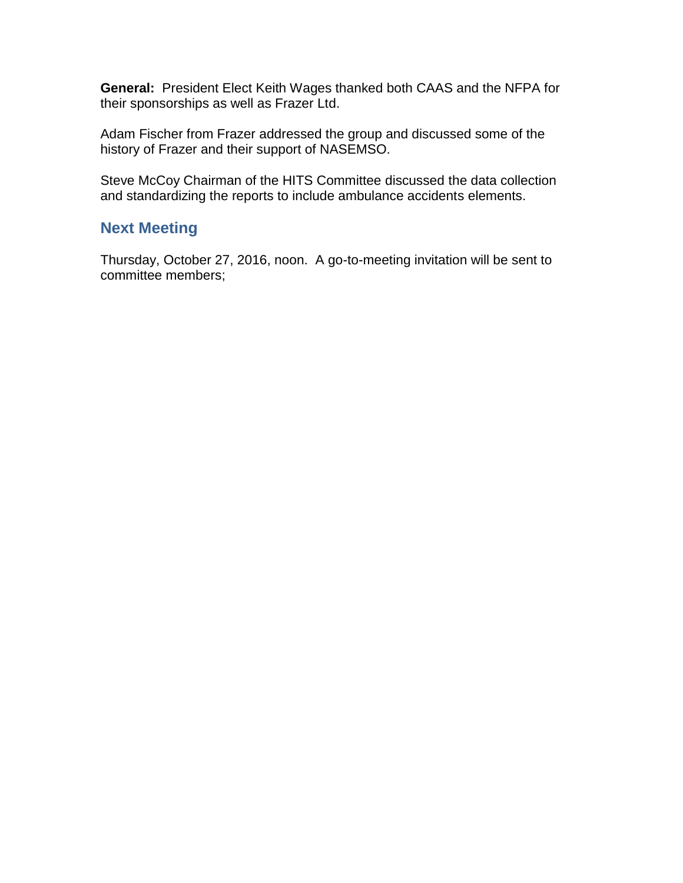**General:** President Elect Keith Wages thanked both CAAS and the NFPA for their sponsorships as well as Frazer Ltd.

Adam Fischer from Frazer addressed the group and discussed some of the history of Frazer and their support of NASEMSO.

Steve McCoy Chairman of the HITS Committee discussed the data collection and standardizing the reports to include ambulance accidents elements.

## Next Meeting

Thursday, October 27, 2016, noon. A go-to-meeting invitation will be sent to committee members;